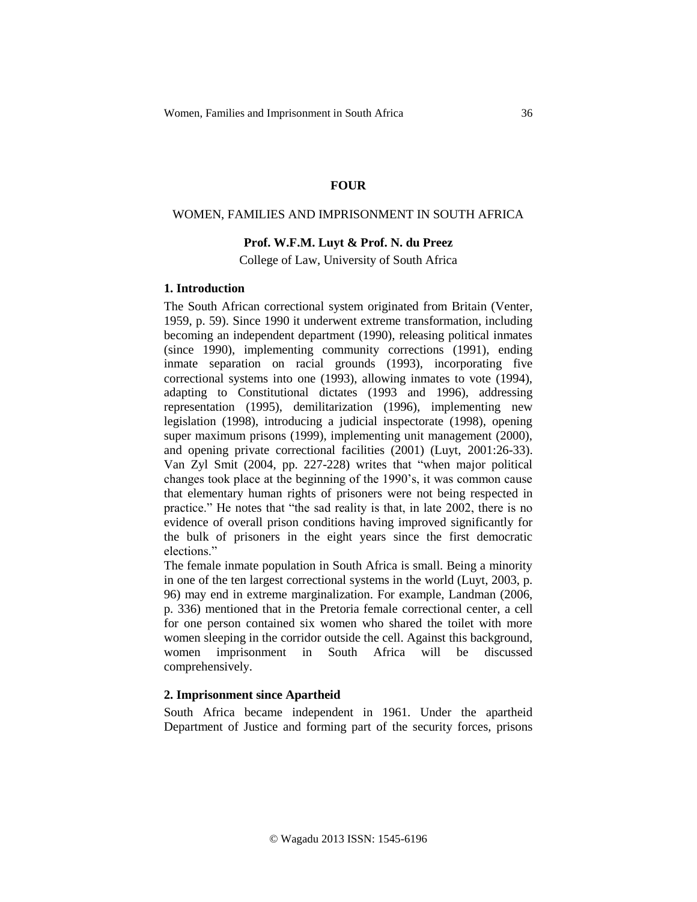## FOUR

## WOMEN, FAMILIES AND IMPRISONMENT IN SOUTH AFRICA

**Prof. W.F.M. Luyt & Prof. N. du Preez**

College of Law, University of South Africa

### 1. Introduction

The South African correctional system originated from Britain (Venter, 1959, p. 59). Since 1990 it underwent extreme transformation, including becoming an independent department (1990), releasing political inmates (since 1990), implementing community corrections (1991), ending inmate separation on racial grounds (1993), incorporating five correctional systems into one (1993), allowing inmates to vote (1994), adapting to Constitutional dictates (1993 and 1996), addressing representation (1995), demilitarization (1996), implementing new legislation (1998), introducing a judicial inspectorate (1998), opening super maximum prisons (1999), implementing unit management (2000), and opening private correctional facilities (2001) (Luyt, 2001:26-33). Van Zyl Smit (2004, pp. 227-228) writes that "when major political changes took place at the beginning of the 1990's, it was common cause that elementary human rights of prisoners were not being respected in practice." He notes that "the sad reality is that, in late 2002, there is no evidence of overall prison conditions having improved significantly for the bulk of prisoners in the eight years since the first democratic elections."

The female inmate population in South Africa is small. Being a minority in one of the ten largest correctional systems in the world (Luyt, 2003, p. 96) may end in extreme marginalization. For example, Landman (2006, p. 336) mentioned that in the Pretoria female correctional center, a cell for one person contained six women who shared the toilet with more women sleeping in the corridor outside the cell. Against this background, women imprisonment in South Africa will be discussed comprehensively.

### 2. Imprisonment since Apartheid

South Africa became independent in 1961. Under the apartheid Department of Justice and forming part of the security forces, prisons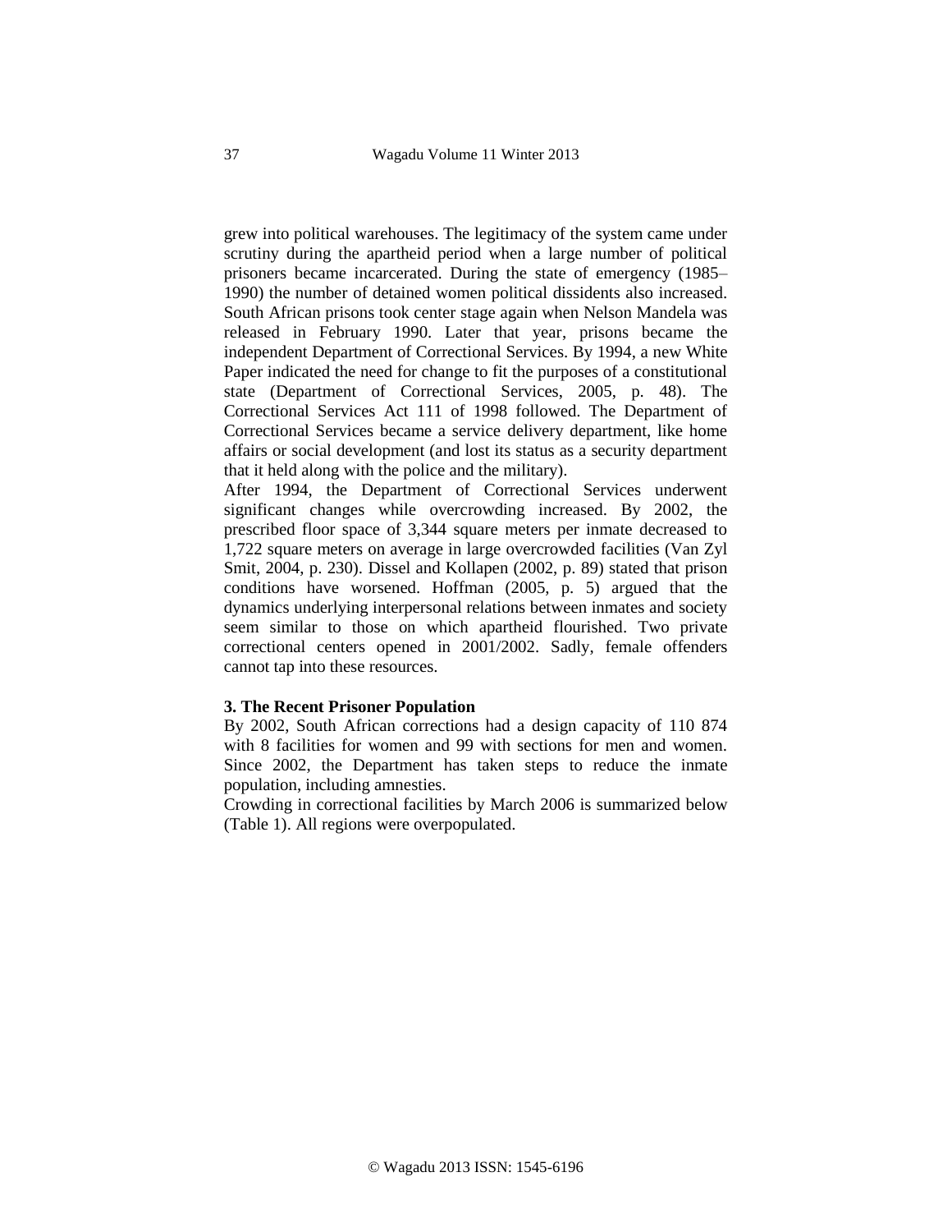grew into political warehouses. The legitimacy of the system came under scrutiny during the apartheid period when a large number of political prisoners became incarcerated. During the state of emergency (1985–1990) the number of detained women political dissidents also increased. South African prisons took center stage again when Nelson Mandela was released in February 1990. Later that year, prisons became the independent Department of Correctional Services. By 1994, a new White Paper indicated the need for change to fit the purposes of a constitutional state (Department of Correctional Services, 2005, p. 48). The Correctional Services Act 111 of 1998 followed. The Department of Correctional Services became a service delivery department, like home affairs or social development (and lost its status as a security department that it held along with the police and the military).

After 1994, the Department of Correctional Services underwent significant changes while overcrowding increased. By 2002, the prescribed floor space of 3,344 square meters per inmate decreased to 1,722 square meters on average in large overcrowded facilities (Van Zyl Smit, 2004, p. 230). Dissel and Kollapen (2002, p. 89) stated that prison conditions have worsened. Hoffman (2005, p. 5) argued that the dynamics underlying interpersonal relations between inmates and society seem similar to those on which apartheid flourished. Two private correctional centers opened in 2001/2002. Sadly, female offenders cannot tap into these resources.

### 3. The Recent Prisoner Population

By 2002, South African corrections had a design capacity of 110 874 with 8 facilities for women and 99 with sections for men and women. Since 2002, the Department has taken steps to reduce the inmate population, including amnesties.

Crowding in correctional facilities by March 2006 is summarized below (Table 1). All regions were overpopulated.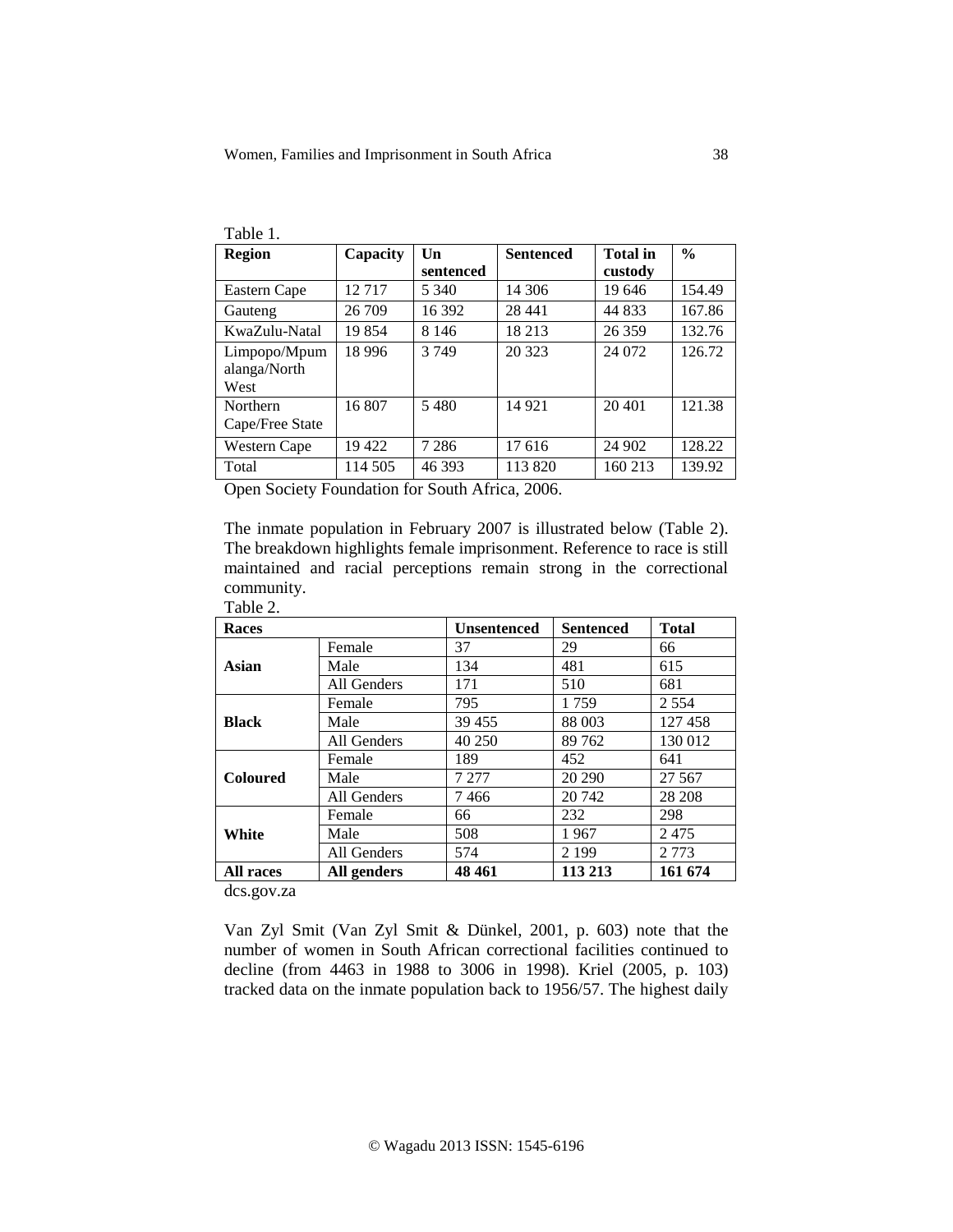Table 1.

| Region | Capacity | Un sentenced | Sentenced | Total in custody | % |
|---|---|---|---|---|---|
| Eastern Cape | 12 717 | 5 340 | 14 306 | 19 646 | 154.49 |
| Gauteng | 26 709 | 16 392 | 28 441 | 44 833 | 167.86 |
| KwaZulu-Natal | 19 854 | 8 146 | 18 213 | 26 359 | 132.76 |
| Limpopo/Mpumalanga/North West | 18 996 | 3 749 | 20 323 | 24 072 | 126.72 |
| Northern Cape/Free State | 16 807 | 5 480 | 14 921 | 20 401 | 121.38 |
| Western Cape | 19 422 | 7 286 | 17 616 | 24 902 | 128.22 |
| Total | 114 505 | 46 393 | 113 820 | 160 213 | 139.92 |

Open Society Foundation for South Africa, 2006.

The inmate population in February 2007 is illustrated below (Table 2). The breakdown highlights female imprisonment. Reference to race is still maintained and racial perceptions remain strong in the correctional community.

Table 2.

| Races | | Unsentenced | Sentenced | Total |
|---|---|---|---|---|
| **Asian** | Female | 37 | 29 | 66 |
| | Male | 134 | 481 | 615 |
| | All Genders | 171 | 510 | 681 |
| **Black** | Female | 795 | 1 759 | 2 554 |
| | Male | 39 455 | 88 003 | 127 458 |
| | All Genders | 40 250 | 89 762 | 130 012 |
| **Coloured** | Female | 189 | 452 | 641 |
| | Male | 7 277 | 20 290 | 27 567 |
| | All Genders | 7 466 | 20 742 | 28 208 |
| **White** | Female | 66 | 232 | 298 |
| | Male | 508 | 1 967 | 2 475 |
| | All Genders | 574 | 2 199 | 2 773 |
| **All races** | **All genders** | **48 461** | **113 213** | **161 674** |

dcs.gov.za

Van Zyl Smit (Van Zyl Smit & Dünkel, 2001, p. 603) note that the number of women in South African correctional facilities continued to decline (from 4463 in 1988 to 3006 in 1998). Kriel (2005, p. 103) tracked data on the inmate population back to 1956/57. The highest daily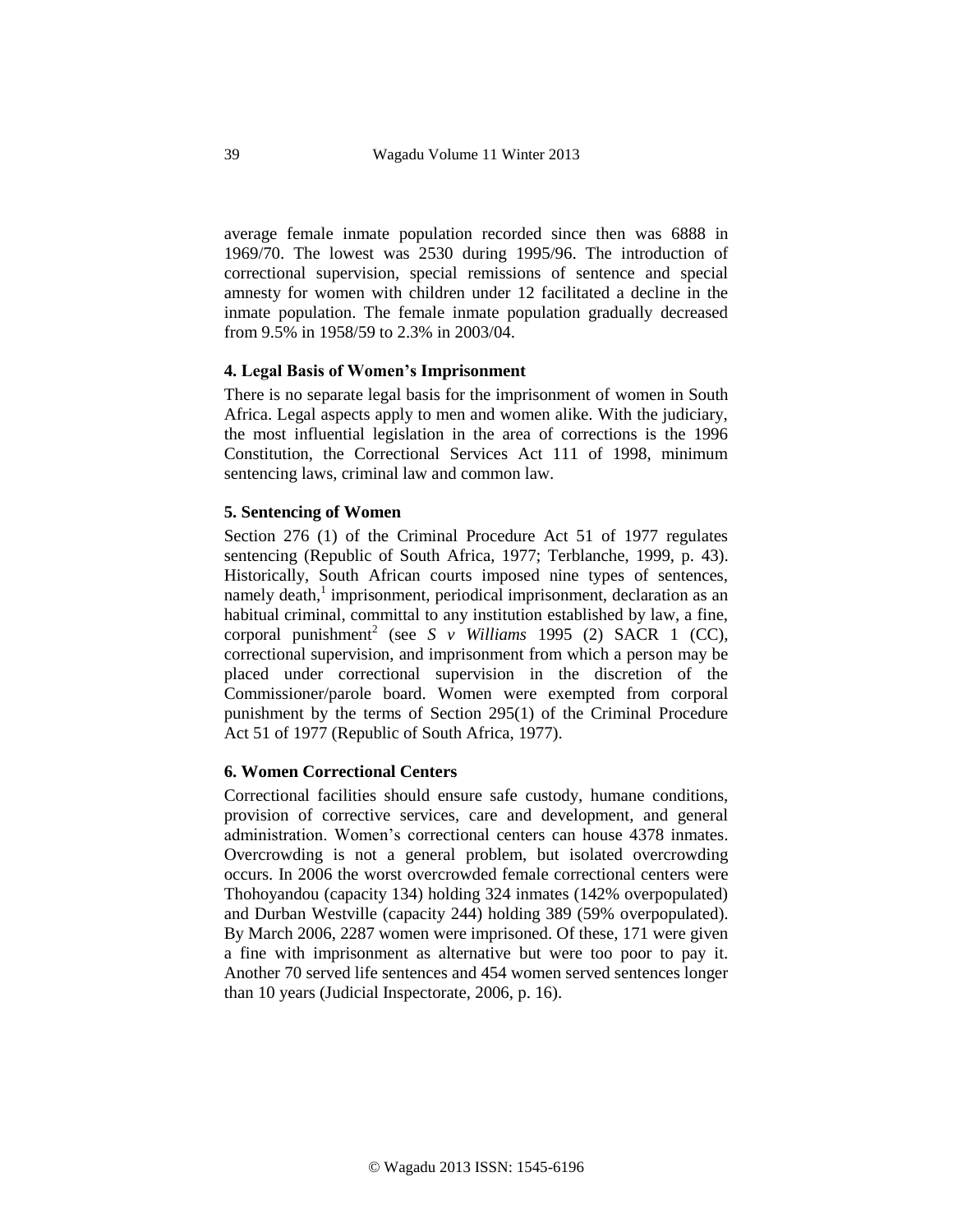average female inmate population recorded since then was 6888 in 1969/70. The lowest was 2530 during 1995/96. The introduction of correctional supervision, special remissions of sentence and special amnesty for women with children under 12 facilitated a decline in the inmate population. The female inmate population gradually decreased from 9.5% in 1958/59 to 2.3% in 2003/04.

### 4. Legal Basis of Women's Imprisonment

There is no separate legal basis for the imprisonment of women in South Africa. Legal aspects apply to men and women alike. With the judiciary, the most influential legislation in the area of corrections is the 1996 Constitution, the Correctional Services Act 111 of 1998, minimum sentencing laws, criminal law and common law.

### 5. Sentencing of Women

Section 276 (1) of the Criminal Procedure Act 51 of 1977 regulates sentencing (Republic of South Africa, 1977; Terblanche, 1999, p. 43). Historically, South African courts imposed nine types of sentences, namely death,[1] imprisonment, periodical imprisonment, declaration as an habitual criminal, committal to any institution established by law, a fine, corporal punishment[2] (see *S v Williams* 1995 (2) SACR 1 (CC), correctional supervision, and imprisonment from which a person may be placed under correctional supervision in the discretion of the Commissioner/parole board. Women were exempted from corporal punishment by the terms of Section 295(1) of the Criminal Procedure Act 51 of 1977 (Republic of South Africa, 1977).

### 6. Women Correctional Centers

Correctional facilities should ensure safe custody, humane conditions, provision of corrective services, care and development, and general administration. Women's correctional centers can house 4378 inmates. Overcrowding is not a general problem, but isolated overcrowding occurs. In 2006 the worst overcrowded female correctional centers were Thohoyandou (capacity 134) holding 324 inmates (142% overpopulated) and Durban Westville (capacity 244) holding 389 (59% overpopulated). By March 2006, 2287 women were imprisoned. Of these, 171 were given a fine with imprisonment as alternative but were too poor to pay it. Another 70 served life sentences and 454 women served sentences longer than 10 years (Judicial Inspectorate, 2006, p. 16).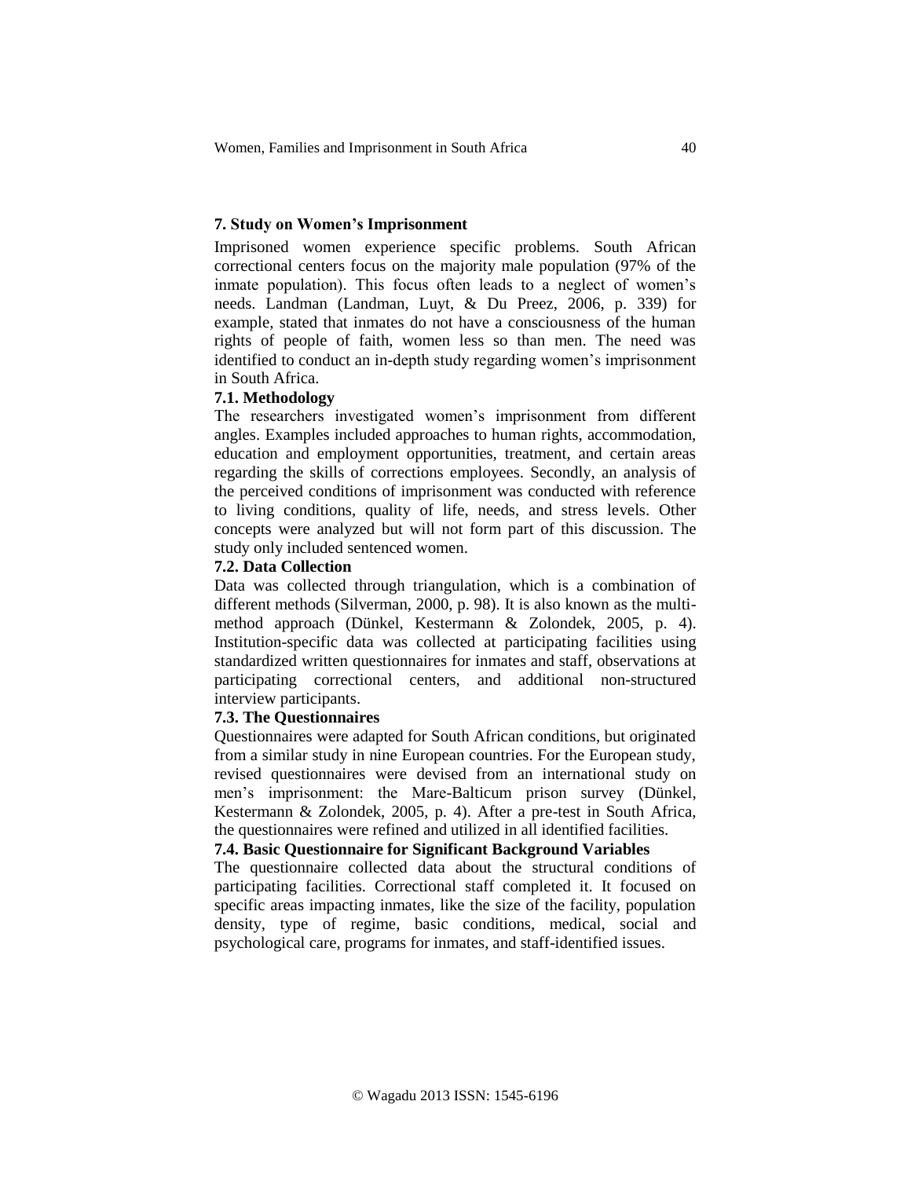## 7. Study on Women's Imprisonment

Imprisoned women experience specific problems. South African correctional centers focus on the majority male population (97% of the inmate population). This focus often leads to a neglect of women's needs. Landman (Landman, Luyt, & Du Preez, 2006, p. 339) for example, stated that inmates do not have a consciousness of the human rights of people of faith, women less so than men. The need was identified to conduct an in-depth study regarding women's imprisonment in South Africa.

### 7.1. Methodology

The researchers investigated women's imprisonment from different angles. Examples included approaches to human rights, accommodation, education and employment opportunities, treatment, and certain areas regarding the skills of corrections employees. Secondly, an analysis of the perceived conditions of imprisonment was conducted with reference to living conditions, quality of life, needs, and stress levels. Other concepts were analyzed but will not form part of this discussion. The study only included sentenced women.

### 7.2. Data Collection

Data was collected through triangulation, which is a combination of different methods (Silverman, 2000, p. 98). It is also known as the multi-method approach (Dünkel, Kestermann & Zolondek, 2005, p. 4). Institution-specific data was collected at participating facilities using standardized written questionnaires for inmates and staff, observations at participating correctional centers, and additional non-structured interview participants.

### 7.3. The Questionnaires

Questionnaires were adapted for South African conditions, but originated from a similar study in nine European countries. For the European study, revised questionnaires were devised from an international study on men's imprisonment: the Mare-Balticum prison survey (Dünkel, Kestermann & Zolondek, 2005, p. 4). After a pre-test in South Africa, the questionnaires were refined and utilized in all identified facilities.

### 7.4. Basic Questionnaire for Significant Background Variables

The questionnaire collected data about the structural conditions of participating facilities. Correctional staff completed it. It focused on specific areas impacting inmates, like the size of the facility, population density, type of regime, basic conditions, medical, social and psychological care, programs for inmates, and staff-identified issues.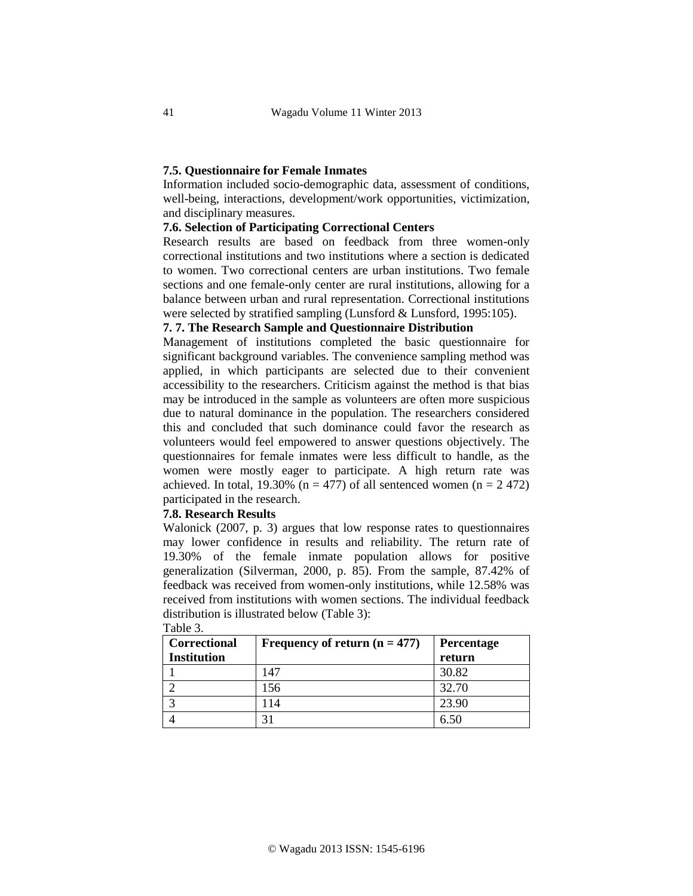**7.5. Questionnaire for Female Inmates**

Information included socio-demographic data, assessment of conditions, well-being, interactions, development/work opportunities, victimization, and disciplinary measures.

**7.6. Selection of Participating Correctional Centers**

Research results are based on feedback from three women-only correctional institutions and two institutions where a section is dedicated to women. Two correctional centers are urban institutions. Two female sections and one female-only center are rural institutions, allowing for a balance between urban and rural representation. Correctional institutions were selected by stratified sampling (Lunsford & Lunsford, 1995:105).

**7. 7. The Research Sample and Questionnaire Distribution**

Management of institutions completed the basic questionnaire for significant background variables. The convenience sampling method was applied, in which participants are selected due to their convenient accessibility to the researchers. Criticism against the method is that bias may be introduced in the sample as volunteers are often more suspicious due to natural dominance in the population. The researchers considered this and concluded that such dominance could favor the research as volunteers would feel empowered to answer questions objectively. The questionnaires for female inmates were less difficult to handle, as the women were mostly eager to participate. A high return rate was achieved. In total, 19.30% ($n = 477$) of all sentenced women ($n = 2\ 472$) participated in the research.

**7.8. Research Results**

Walonick (2007, p. 3) argues that low response rates to questionnaires may lower confidence in results and reliability. The return rate of 19.30% of the female inmate population allows for positive generalization (Silverman, 2000, p. 85). From the sample, 87.42% of feedback was received from women-only institutions, while 12.58% was received from institutions with women sections. The individual feedback distribution is illustrated below (Table 3):

Table 3.

| Correctional Institution | Frequency of return ($n = 477$) | Percentage return |
|---|---|---|
| 1 | 147 | 30.82 |
| 2 | 156 | 32.70 |
| 3 | 114 | 23.90 |
| 4 | 31 | 6.50 |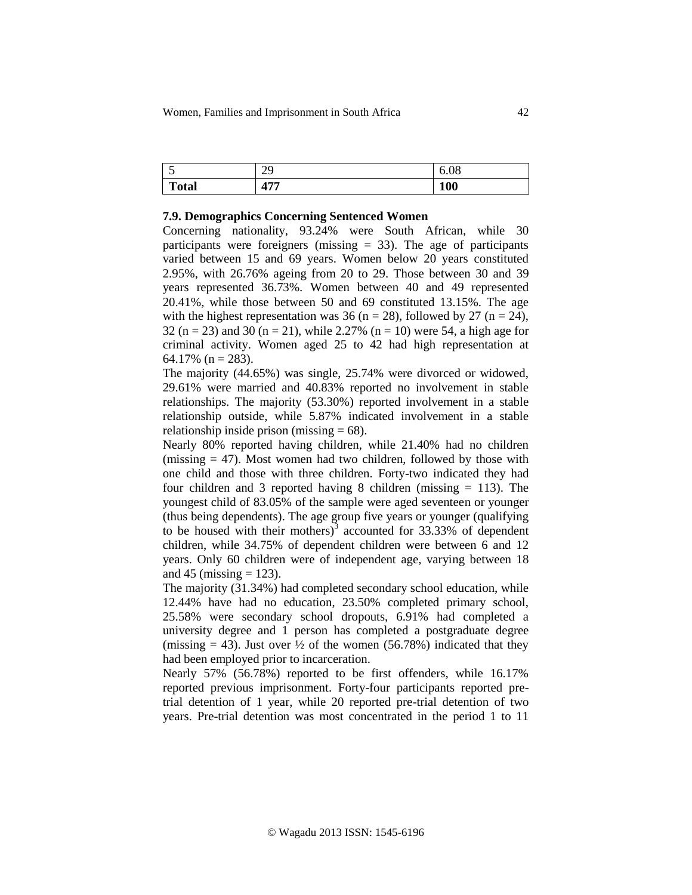| 5 | 29 | 6.08 |
|---|---|---|
| **Total** | **477** | **100** |

### 7.9. Demographics Concerning Sentenced Women

Concerning nationality, 93.24% were South African, while 30 participants were foreigners (missing = 33). The age of participants varied between 15 and 69 years. Women below 20 years constituted 2.95%, with 26.76% ageing from 20 to 29. Those between 30 and 39 years represented 36.73%. Women between 40 and 49 represented 20.41%, while those between 50 and 69 constituted 13.15%. The age with the highest representation was 36 (n = 28), followed by 27 (n = 24), 32 (n = 23) and 30 (n = 21), while 2.27% (n = 10) were 54, a high age for criminal activity. Women aged 25 to 42 had high representation at 64.17% (n = 283).

The majority (44.65%) was single, 25.74% were divorced or widowed, 29.61% were married and 40.83% reported no involvement in stable relationships. The majority (53.30%) reported involvement in a stable relationship outside, while 5.87% indicated involvement in a stable relationship inside prison (missing = 68).

Nearly 80% reported having children, while 21.40% had no children (missing = 47). Most women had two children, followed by those with one child and those with three children. Forty-two indicated they had four children and 3 reported having 8 children (missing = 113). The youngest child of 83.05% of the sample were aged seventeen or younger (thus being dependents). The age group five years or younger (qualifying to be housed with their mothers)[3] accounted for 33.33% of dependent children, while 34.75% of dependent children were between 6 and 12 years. Only 60 children were of independent age, varying between 18 and 45 (missing = 123).

The majority (31.34%) had completed secondary school education, while 12.44% have had no education, 23.50% completed primary school, 25.58% were secondary school dropouts, 6.91% had completed a university degree and 1 person has completed a postgraduate degree (missing = 43). Just over ½ of the women (56.78%) indicated that they had been employed prior to incarceration.

Nearly 57% (56.78%) reported to be first offenders, while 16.17% reported previous imprisonment. Forty-four participants reported pre-trial detention of 1 year, while 20 reported pre-trial detention of two years. Pre-trial detention was most concentrated in the period 1 to 11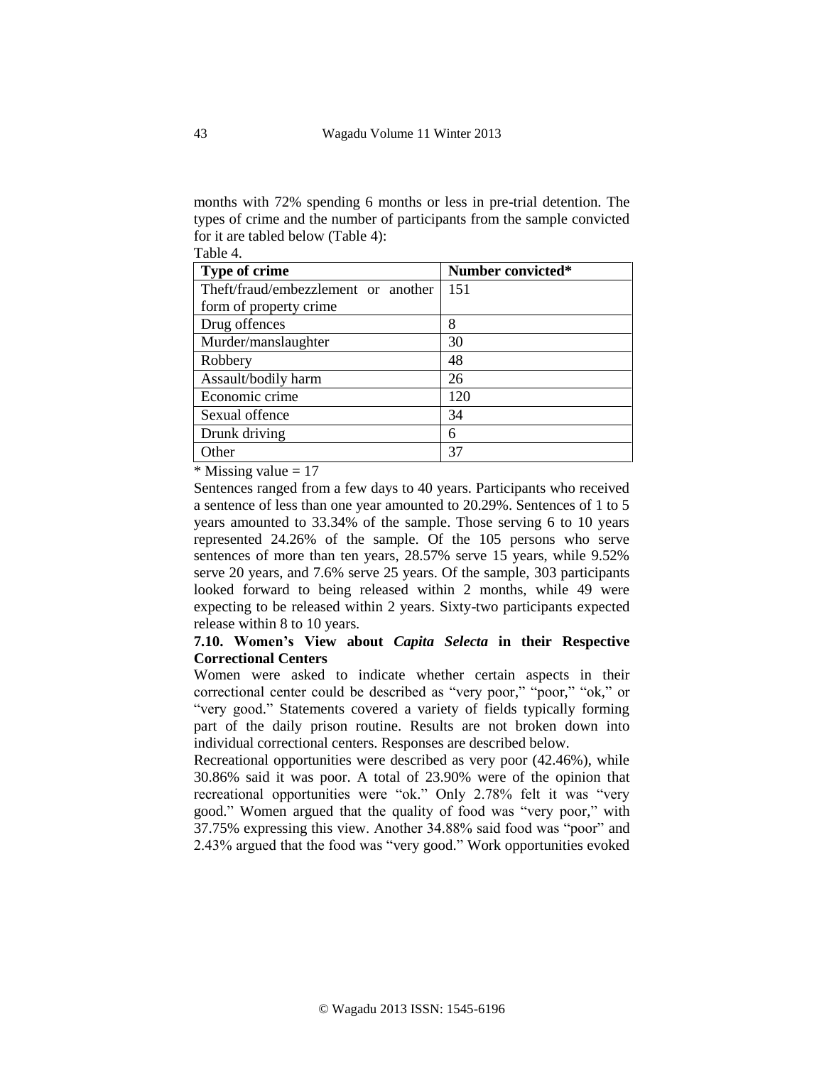months with 72% spending 6 months or less in pre-trial detention. The types of crime and the number of participants from the sample convicted for it are tabled below (Table 4):

Table 4.

| Type of crime | Number convicted* |
|---|---|
| Theft/fraud/embezzlement or another form of property crime | 151 |
| Drug offences | 8 |
| Murder/manslaughter | 30 |
| Robbery | 48 |
| Assault/bodily harm | 26 |
| Economic crime | 120 |
| Sexual offence | 34 |
| Drunk driving | 6 |
| Other | 37 |

* Missing value = 17

Sentences ranged from a few days to 40 years. Participants who received a sentence of less than one year amounted to 20.29%. Sentences of 1 to 5 years amounted to 33.34% of the sample. Those serving 6 to 10 years represented 24.26% of the sample. Of the 105 persons who serve sentences of more than ten years, 28.57% serve 15 years, while 9.52% serve 20 years, and 7.6% serve 25 years. Of the sample, 303 participants looked forward to being released within 2 months, while 49 were expecting to be released within 2 years. Sixty-two participants expected release within 8 to 10 years.

### 7.10. Women's View about *Capita Selecta* in their Respective Correctional Centers

Women were asked to indicate whether certain aspects in their correctional center could be described as "very poor," "poor," "ok," or "very good." Statements covered a variety of fields typically forming part of the daily prison routine. Results are not broken down into individual correctional centers. Responses are described below.

Recreational opportunities were described as very poor (42.46%), while 30.86% said it was poor. A total of 23.90% were of the opinion that recreational opportunities were "ok." Only 2.78% felt it was "very good." Women argued that the quality of food was "very poor," with 37.75% expressing this view. Another 34.88% said food was "poor" and 2.43% argued that the food was "very good." Work opportunities evoked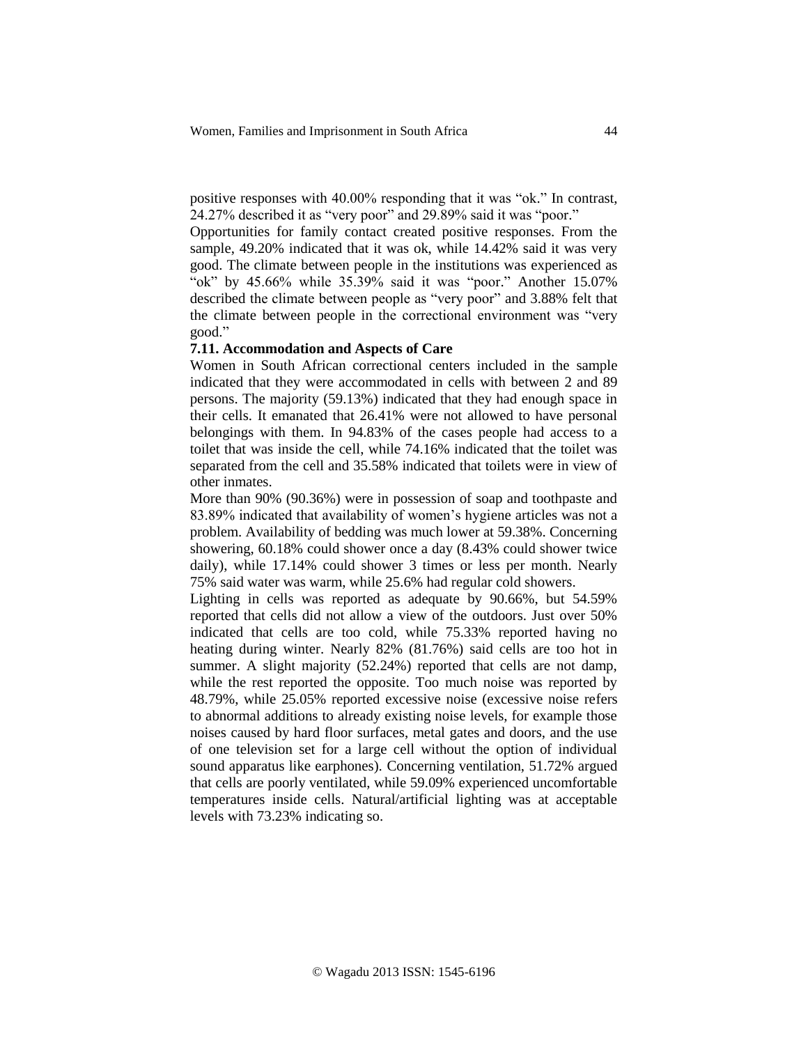positive responses with 40.00% responding that it was "ok." In contrast, 24.27% described it as "very poor" and 29.89% said it was "poor."

Opportunities for family contact created positive responses. From the sample, 49.20% indicated that it was ok, while 14.42% said it was very good. The climate between people in the institutions was experienced as "ok" by 45.66% while 35.39% said it was "poor." Another 15.07% described the climate between people as "very poor" and 3.88% felt that the climate between people in the correctional environment was "very good."

### 7.11. Accommodation and Aspects of Care

Women in South African correctional centers included in the sample indicated that they were accommodated in cells with between 2 and 89 persons. The majority (59.13%) indicated that they had enough space in their cells. It emanated that 26.41% were not allowed to have personal belongings with them. In 94.83% of the cases people had access to a toilet that was inside the cell, while 74.16% indicated that the toilet was separated from the cell and 35.58% indicated that toilets were in view of other inmates.

More than 90% (90.36%) were in possession of soap and toothpaste and 83.89% indicated that availability of women's hygiene articles was not a problem. Availability of bedding was much lower at 59.38%. Concerning showering, 60.18% could shower once a day (8.43% could shower twice daily), while 17.14% could shower 3 times or less per month. Nearly 75% said water was warm, while 25.6% had regular cold showers.

Lighting in cells was reported as adequate by 90.66%, but 54.59% reported that cells did not allow a view of the outdoors. Just over 50% indicated that cells are too cold, while 75.33% reported having no heating during winter. Nearly 82% (81.76%) said cells are too hot in summer. A slight majority (52.24%) reported that cells are not damp, while the rest reported the opposite. Too much noise was reported by 48.79%, while 25.05% reported excessive noise (excessive noise refers to abnormal additions to already existing noise levels, for example those noises caused by hard floor surfaces, metal gates and doors, and the use of one television set for a large cell without the option of individual sound apparatus like earphones). Concerning ventilation, 51.72% argued that cells are poorly ventilated, while 59.09% experienced uncomfortable temperatures inside cells. Natural/artificial lighting was at acceptable levels with 73.23% indicating so.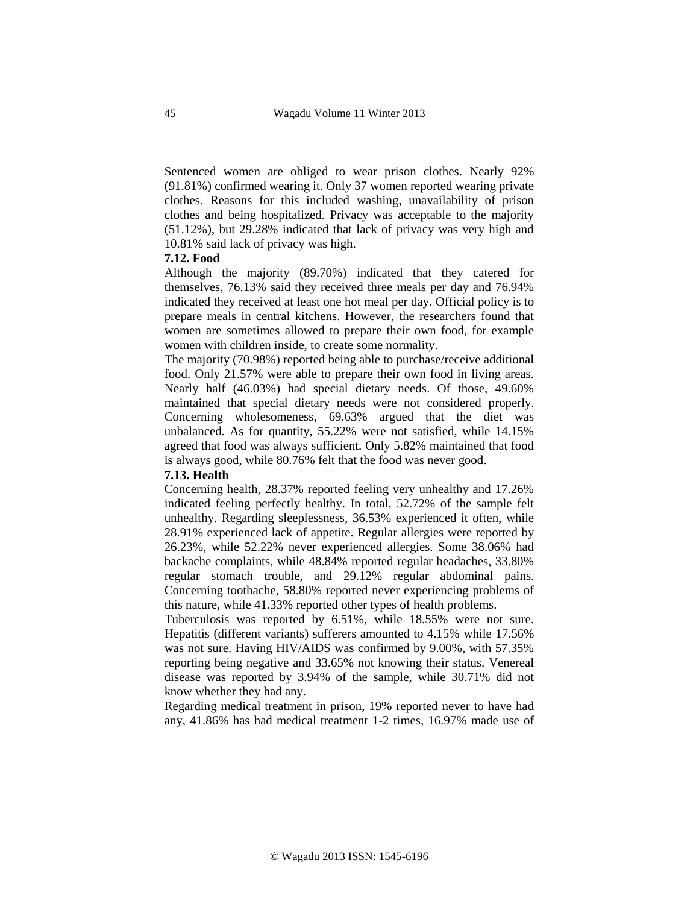Sentenced women are obliged to wear prison clothes. Nearly 92% (91.81%) confirmed wearing it. Only 37 women reported wearing private clothes. Reasons for this included washing, unavailability of prison clothes and being hospitalized. Privacy was acceptable to the majority (51.12%), but 29.28% indicated that lack of privacy was very high and 10.81% said lack of privacy was high.

**7.12. Food**

Although the majority (89.70%) indicated that they catered for themselves, 76.13% said they received three meals per day and 76.94% indicated they received at least one hot meal per day. Official policy is to prepare meals in central kitchens. However, the researchers found that women are sometimes allowed to prepare their own food, for example women with children inside, to create some normality.

The majority (70.98%) reported being able to purchase/receive additional food. Only 21.57% were able to prepare their own food in living areas. Nearly half (46.03%) had special dietary needs. Of those, 49.60% maintained that special dietary needs were not considered properly. Concerning wholesomeness, 69.63% argued that the diet was unbalanced. As for quantity, 55.22% were not satisfied, while 14.15% agreed that food was always sufficient. Only 5.82% maintained that food is always good, while 80.76% felt that the food was never good.

**7.13. Health**

Concerning health, 28.37% reported feeling very unhealthy and 17.26% indicated feeling perfectly healthy. In total, 52.72% of the sample felt unhealthy. Regarding sleeplessness, 36.53% experienced it often, while 28.91% experienced lack of appetite. Regular allergies were reported by 26.23%, while 52.22% never experienced allergies. Some 38.06% had backache complaints, while 48.84% reported regular headaches, 33.80% regular stomach trouble, and 29.12% regular abdominal pains. Concerning toothache, 58.80% reported never experiencing problems of this nature, while 41.33% reported other types of health problems.

Tuberculosis was reported by 6.51%, while 18.55% were not sure. Hepatitis (different variants) sufferers amounted to 4.15% while 17.56% was not sure. Having HIV/AIDS was confirmed by 9.00%, with 57.35% reporting being negative and 33.65% not knowing their status. Venereal disease was reported by 3.94% of the sample, while 30.71% did not know whether they had any.

Regarding medical treatment in prison, 19% reported never to have had any, 41.86% has had medical treatment 1-2 times, 16.97% made use of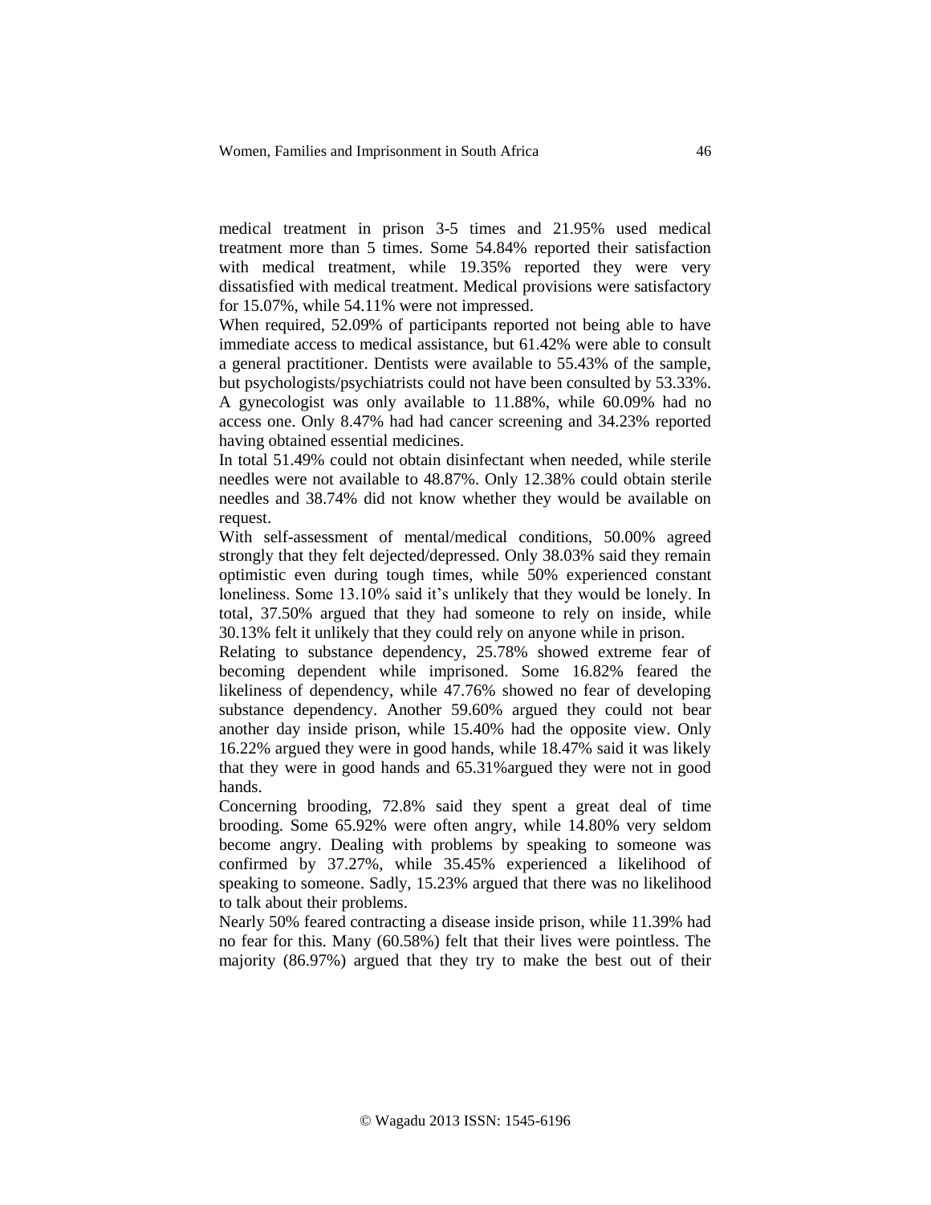medical treatment in prison 3-5 times and 21.95% used medical treatment more than 5 times. Some 54.84% reported their satisfaction with medical treatment, while 19.35% reported they were very dissatisfied with medical treatment. Medical provisions were satisfactory for 15.07%, while 54.11% were not impressed.

When required, 52.09% of participants reported not being able to have immediate access to medical assistance, but 61.42% were able to consult a general practitioner. Dentists were available to 55.43% of the sample, but psychologists/psychiatrists could not have been consulted by 53.33%. A gynecologist was only available to 11.88%, while 60.09% had no access one. Only 8.47% had had cancer screening and 34.23% reported having obtained essential medicines.

In total 51.49% could not obtain disinfectant when needed, while sterile needles were not available to 48.87%. Only 12.38% could obtain sterile needles and 38.74% did not know whether they would be available on request.

With self-assessment of mental/medical conditions, 50.00% agreed strongly that they felt dejected/depressed. Only 38.03% said they remain optimistic even during tough times, while 50% experienced constant loneliness. Some 13.10% said it's unlikely that they would be lonely. In total, 37.50% argued that they had someone to rely on inside, while 30.13% felt it unlikely that they could rely on anyone while in prison.

Relating to substance dependency, 25.78% showed extreme fear of becoming dependent while imprisoned. Some 16.82% feared the likeliness of dependency, while 47.76% showed no fear of developing substance dependency. Another 59.60% argued they could not bear another day inside prison, while 15.40% had the opposite view. Only 16.22% argued they were in good hands, while 18.47% said it was likely that they were in good hands and 65.31%argued they were not in good hands.

Concerning brooding, 72.8% said they spent a great deal of time brooding. Some 65.92% were often angry, while 14.80% very seldom become angry. Dealing with problems by speaking to someone was confirmed by 37.27%, while 35.45% experienced a likelihood of speaking to someone. Sadly, 15.23% argued that there was no likelihood to talk about their problems.

Nearly 50% feared contracting a disease inside prison, while 11.39% had no fear for this. Many (60.58%) felt that their lives were pointless. The majority (86.97%) argued that they try to make the best out of their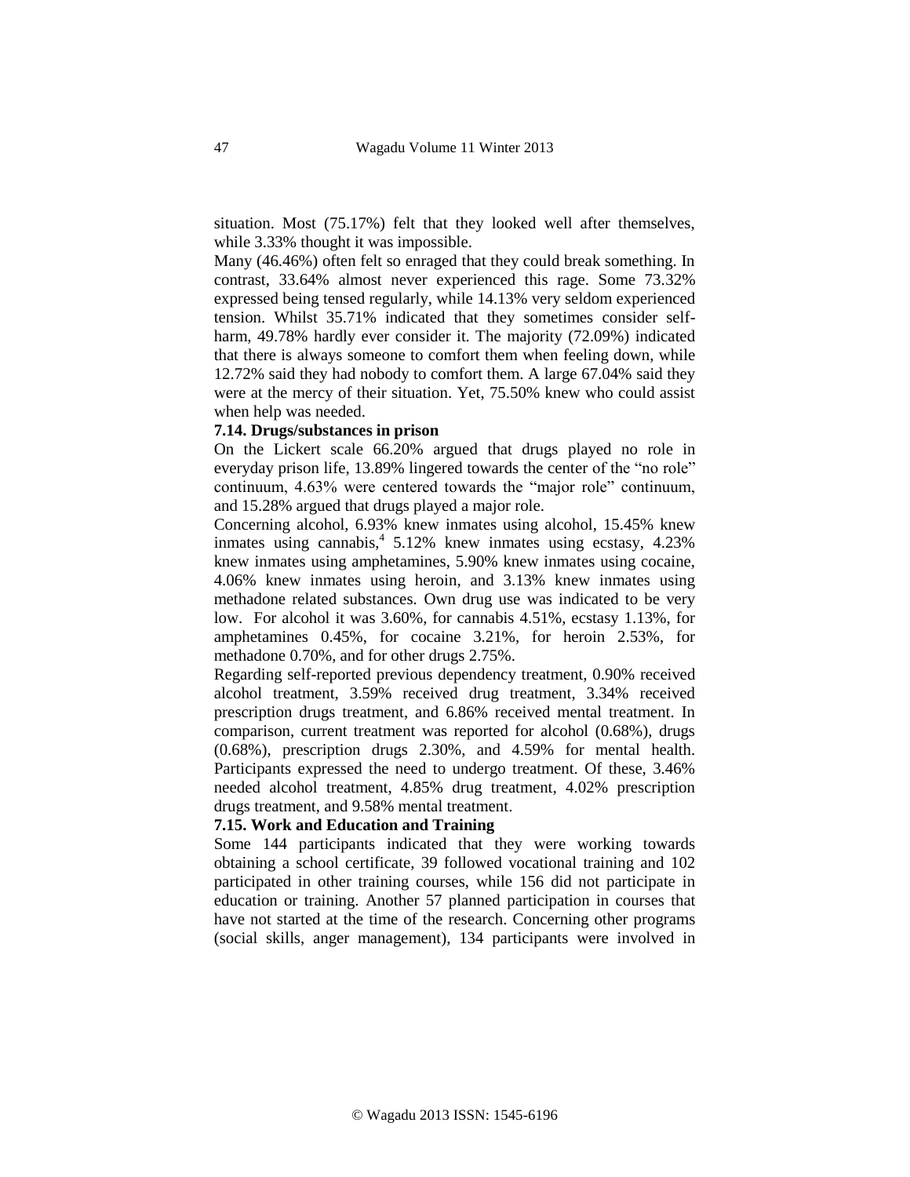situation. Most (75.17%) felt that they looked well after themselves, while 3.33% thought it was impossible.

Many (46.46%) often felt so enraged that they could break something. In contrast, 33.64% almost never experienced this rage. Some 73.32% expressed being tensed regularly, while 14.13% very seldom experienced tension. Whilst 35.71% indicated that they sometimes consider self-harm, 49.78% hardly ever consider it. The majority (72.09%) indicated that there is always someone to comfort them when feeling down, while 12.72% said they had nobody to comfort them. A large 67.04% said they were at the mercy of their situation. Yet, 75.50% knew who could assist when help was needed.

**7.14. Drugs/substances in prison**

On the Lickert scale 66.20% argued that drugs played no role in everyday prison life, 13.89% lingered towards the center of the "no role" continuum, 4.63% were centered towards the "major role" continuum, and 15.28% argued that drugs played a major role.

Concerning alcohol, 6.93% knew inmates using alcohol, 15.45% knew inmates using cannabis,[4] 5.12% knew inmates using ecstasy, 4.23% knew inmates using amphetamines, 5.90% knew inmates using cocaine, 4.06% knew inmates using heroin, and 3.13% knew inmates using methadone related substances. Own drug use was indicated to be very low. For alcohol it was 3.60%, for cannabis 4.51%, ecstasy 1.13%, for amphetamines 0.45%, for cocaine 3.21%, for heroin 2.53%, for methadone 0.70%, and for other drugs 2.75%.

Regarding self-reported previous dependency treatment, 0.90% received alcohol treatment, 3.59% received drug treatment, 3.34% received prescription drugs treatment, and 6.86% received mental treatment. In comparison, current treatment was reported for alcohol (0.68%), drugs (0.68%), prescription drugs 2.30%, and 4.59% for mental health. Participants expressed the need to undergo treatment. Of these, 3.46% needed alcohol treatment, 4.85% drug treatment, 4.02% prescription drugs treatment, and 9.58% mental treatment.

**7.15. Work and Education and Training**

Some 144 participants indicated that they were working towards obtaining a school certificate, 39 followed vocational training and 102 participated in other training courses, while 156 did not participate in education or training. Another 57 planned participation in courses that have not started at the time of the research. Concerning other programs (social skills, anger management), 134 participants were involved in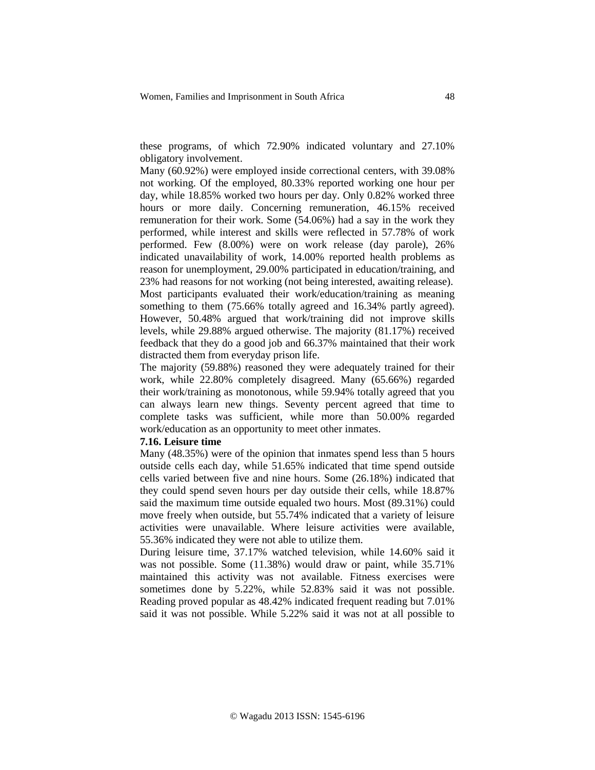these programs, of which 72.90% indicated voluntary and 27.10% obligatory involvement.

Many (60.92%) were employed inside correctional centers, with 39.08% not working. Of the employed, 80.33% reported working one hour per day, while 18.85% worked two hours per day. Only 0.82% worked three hours or more daily. Concerning remuneration, 46.15% received remuneration for their work. Some (54.06%) had a say in the work they performed, while interest and skills were reflected in 57.78% of work performed. Few (8.00%) were on work release (day parole), 26% indicated unavailability of work, 14.00% reported health problems as reason for unemployment, 29.00% participated in education/training, and 23% had reasons for not working (not being interested, awaiting release).

Most participants evaluated their work/education/training as meaning something to them (75.66% totally agreed and 16.34% partly agreed). However, 50.48% argued that work/training did not improve skills levels, while 29.88% argued otherwise. The majority (81.17%) received feedback that they do a good job and 66.37% maintained that their work distracted them from everyday prison life.

The majority (59.88%) reasoned they were adequately trained for their work, while 22.80% completely disagreed. Many (65.66%) regarded their work/training as monotonous, while 59.94% totally agreed that you can always learn new things. Seventy percent agreed that time to complete tasks was sufficient, while more than 50.00% regarded work/education as an opportunity to meet other inmates.

**7.16. Leisure time**

Many (48.35%) were of the opinion that inmates spend less than 5 hours outside cells each day, while 51.65% indicated that time spend outside cells varied between five and nine hours. Some (26.18%) indicated that they could spend seven hours per day outside their cells, while 18.87% said the maximum time outside equaled two hours. Most (89.31%) could move freely when outside, but 55.74% indicated that a variety of leisure activities were unavailable. Where leisure activities were available, 55.36% indicated they were not able to utilize them.

During leisure time, 37.17% watched television, while 14.60% said it was not possible. Some (11.38%) would draw or paint, while 35.71% maintained this activity was not available. Fitness exercises were sometimes done by 5.22%, while 52.83% said it was not possible. Reading proved popular as 48.42% indicated frequent reading but 7.01% said it was not possible. While 5.22% said it was not at all possible to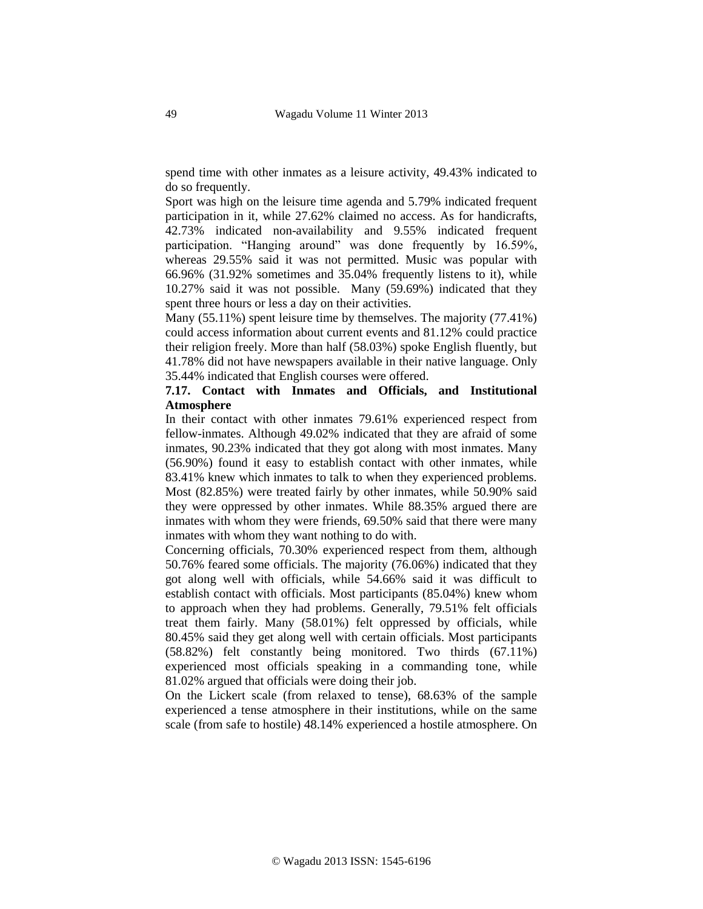spend time with other inmates as a leisure activity, 49.43% indicated to do so frequently.

Sport was high on the leisure time agenda and 5.79% indicated frequent participation in it, while 27.62% claimed no access. As for handicrafts, 42.73% indicated non-availability and 9.55% indicated frequent participation. "Hanging around" was done frequently by 16.59%, whereas 29.55% said it was not permitted. Music was popular with 66.96% (31.92% sometimes and 35.04% frequently listens to it), while 10.27% said it was not possible. Many (59.69%) indicated that they spent three hours or less a day on their activities.

Many (55.11%) spent leisure time by themselves. The majority (77.41%) could access information about current events and 81.12% could practice their religion freely. More than half (58.03%) spoke English fluently, but 41.78% did not have newspapers available in their native language. Only 35.44% indicated that English courses were offered.

**7.17. Contact with Inmates and Officials, and Institutional Atmosphere**

In their contact with other inmates 79.61% experienced respect from fellow-inmates. Although 49.02% indicated that they are afraid of some inmates, 90.23% indicated that they got along with most inmates. Many (56.90%) found it easy to establish contact with other inmates, while 83.41% knew which inmates to talk to when they experienced problems. Most (82.85%) were treated fairly by other inmates, while 50.90% said they were oppressed by other inmates. While 88.35% argued there are inmates with whom they were friends, 69.50% said that there were many inmates with whom they want nothing to do with.

Concerning officials, 70.30% experienced respect from them, although 50.76% feared some officials. The majority (76.06%) indicated that they got along well with officials, while 54.66% said it was difficult to establish contact with officials. Most participants (85.04%) knew whom to approach when they had problems. Generally, 79.51% felt officials treat them fairly. Many (58.01%) felt oppressed by officials, while 80.45% said they get along well with certain officials. Most participants (58.82%) felt constantly being monitored. Two thirds (67.11%) experienced most officials speaking in a commanding tone, while 81.02% argued that officials were doing their job.

On the Lickert scale (from relaxed to tense), 68.63% of the sample experienced a tense atmosphere in their institutions, while on the same scale (from safe to hostile) 48.14% experienced a hostile atmosphere. On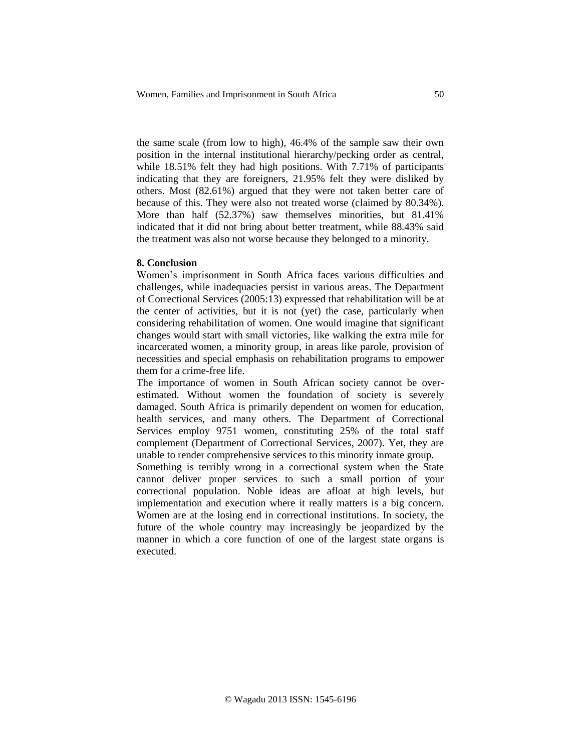the same scale (from low to high), 46.4% of the sample saw their own position in the internal institutional hierarchy/pecking order as central, while 18.51% felt they had high positions. With 7.71% of participants indicating that they are foreigners, 21.95% felt they were disliked by others. Most (82.61%) argued that they were not taken better care of because of this. They were also not treated worse (claimed by 80.34%). More than half (52.37%) saw themselves minorities, but 81.41% indicated that it did not bring about better treatment, while 88.43% said the treatment was also not worse because they belonged to a minority.

**8. Conclusion**

Women's imprisonment in South Africa faces various difficulties and challenges, while inadequacies persist in various areas. The Department of Correctional Services (2005:13) expressed that rehabilitation will be at the center of activities, but it is not (yet) the case, particularly when considering rehabilitation of women. One would imagine that significant changes would start with small victories, like walking the extra mile for incarcerated women, a minority group, in areas like parole, provision of necessities and special emphasis on rehabilitation programs to empower them for a crime-free life.

The importance of women in South African society cannot be over-estimated. Without women the foundation of society is severely damaged. South Africa is primarily dependent on women for education, health services, and many others. The Department of Correctional Services employ 9751 women, constituting 25% of the total staff complement (Department of Correctional Services, 2007). Yet, they are unable to render comprehensive services to this minority inmate group.

Something is terribly wrong in a correctional system when the State cannot deliver proper services to such a small portion of your correctional population. Noble ideas are afloat at high levels, but implementation and execution where it really matters is a big concern. Women are at the losing end in correctional institutions. In society, the future of the whole country may increasingly be jeopardized by the manner in which a core function of one of the largest state organs is executed.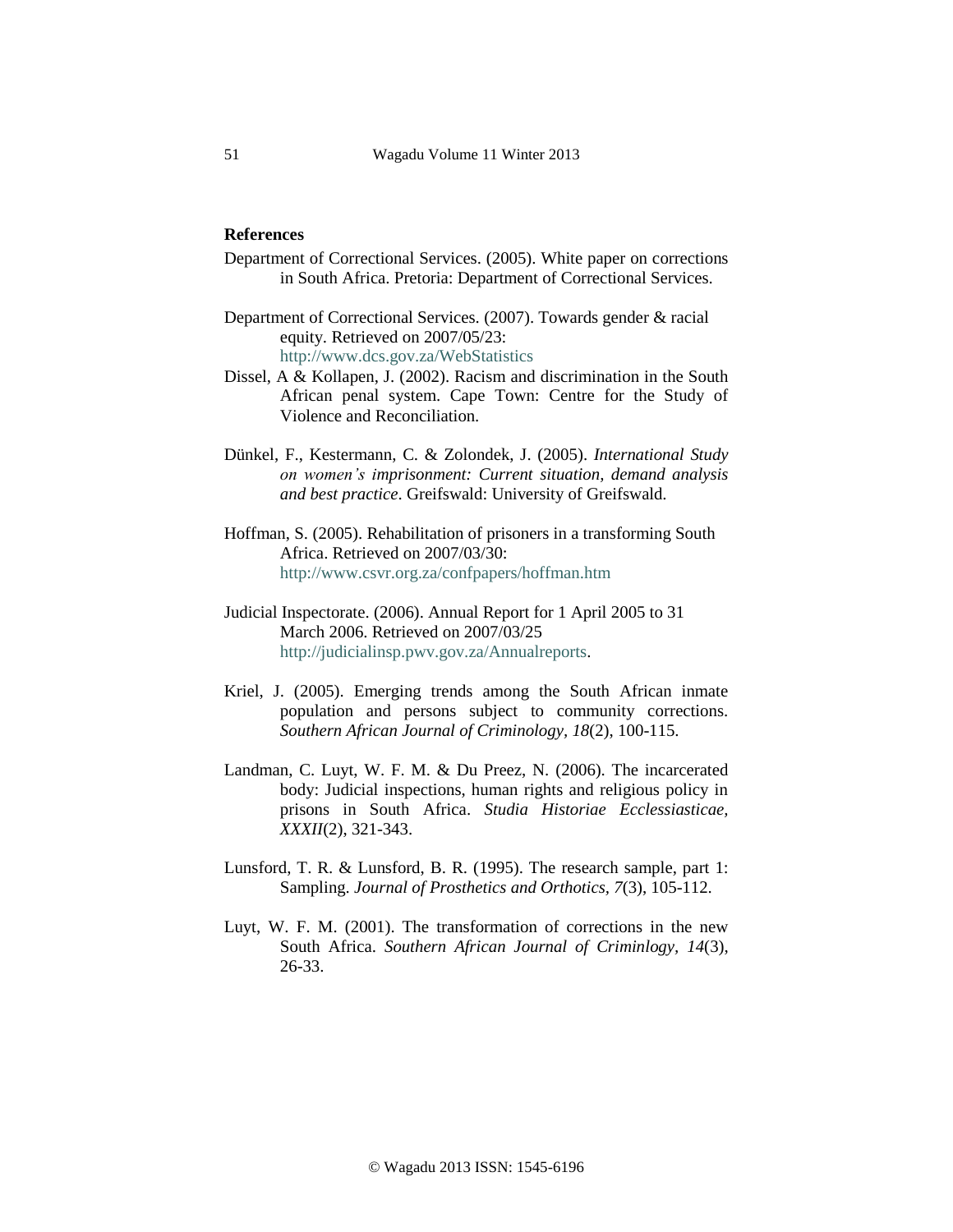## References

Department of Correctional Services. (2005). White paper on corrections in South Africa. Pretoria: Department of Correctional Services.

Department of Correctional Services. (2007). Towards gender & racial equity. Retrieved on 2007/05/23: http://www.dcs.gov.za/WebStatistics

Dissel, A & Kollapen, J. (2002). Racism and discrimination in the South African penal system. Cape Town: Centre for the Study of Violence and Reconciliation.

Dünkel, F., Kestermann, C. & Zolondek, J. (2005). *International Study on women's imprisonment: Current situation, demand analysis and best practice*. Greifswald: University of Greifswald.

Hoffman, S. (2005). Rehabilitation of prisoners in a transforming South Africa. Retrieved on 2007/03/30: http://www.csvr.org.za/confpapers/hoffman.htm

Judicial Inspectorate. (2006). Annual Report for 1 April 2005 to 31 March 2006. Retrieved on 2007/03/25 http://judicialinsp.pwv.gov.za/Annualreports.

Kriel, J. (2005). Emerging trends among the South African inmate population and persons subject to community corrections. *Southern African Journal of Criminology, 18*(2), 100-115.

Landman, C. Luyt, W. F. M. & Du Preez, N. (2006). The incarcerated body: Judicial inspections, human rights and religious policy in prisons in South Africa. *Studia Historiae Ecclessiasticae, XXXII*(2), 321-343.

Lunsford, T. R. & Lunsford, B. R. (1995). The research sample, part 1: Sampling. *Journal of Prosthetics and Orthotics, 7*(3), 105-112.

Luyt, W. F. M. (2001). The transformation of corrections in the new South Africa. *Southern African Journal of Criminlogy, 14*(3), 26-33.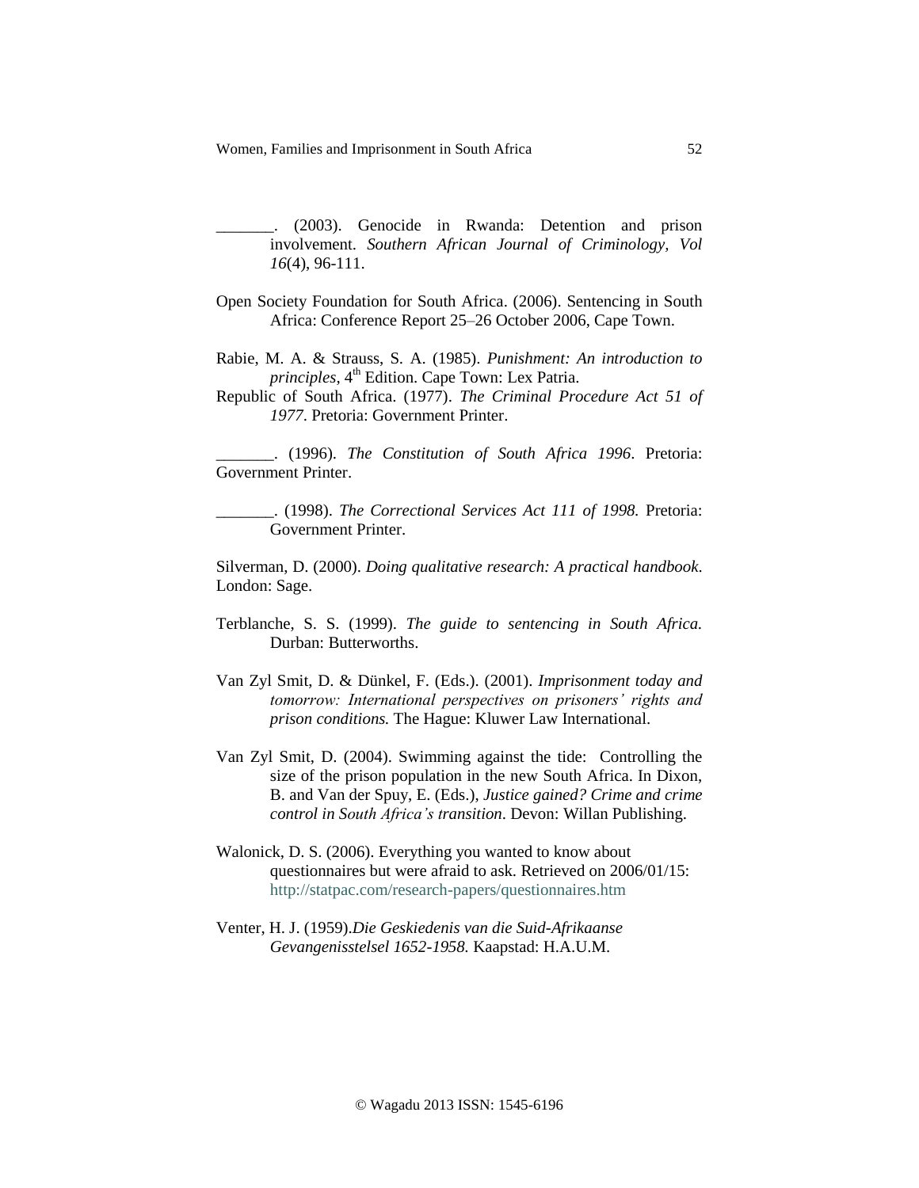_______. (2003). Genocide in Rwanda: Detention and prison involvement. *Southern African Journal of Criminology, Vol 16*(4), 96-111.

Open Society Foundation for South Africa. (2006). Sentencing in South Africa: Conference Report 25–26 October 2006, Cape Town.

Rabie, M. A. & Strauss, S. A. (1985). *Punishment: An introduction to principles*, 4th Edition. Cape Town: Lex Patria.

Republic of South Africa. (1977). *The Criminal Procedure Act 51 of 1977*. Pretoria: Government Printer.

_______. (1996). *The Constitution of South Africa 1996*. Pretoria: Government Printer.

_______. (1998). *The Correctional Services Act 111 of 1998.* Pretoria: Government Printer.

Silverman, D. (2000). *Doing qualitative research: A practical handbook*. London: Sage.

Terblanche, S. S. (1999). *The guide to sentencing in South Africa.* Durban: Butterworths.

Van Zyl Smit, D. & Dünkel, F. (Eds.). (2001). *Imprisonment today and tomorrow: International perspectives on prisoners' rights and prison conditions.* The Hague: Kluwer Law International.

Van Zyl Smit, D. (2004). Swimming against the tide: Controlling the size of the prison population in the new South Africa. In Dixon, B. and Van der Spuy, E. (Eds.), *Justice gained? Crime and crime control in South Africa's transition*. Devon: Willan Publishing.

Walonick, D. S. (2006). Everything you wanted to know about questionnaires but were afraid to ask. Retrieved on 2006/01/15: http://statpac.com/research-papers/questionnaires.htm

Venter, H. J. (1959).*Die Geskiedenis van die Suid-Afrikaanse Gevangenisstelsel 1652-1958.* Kaapstad: H.A.U.M.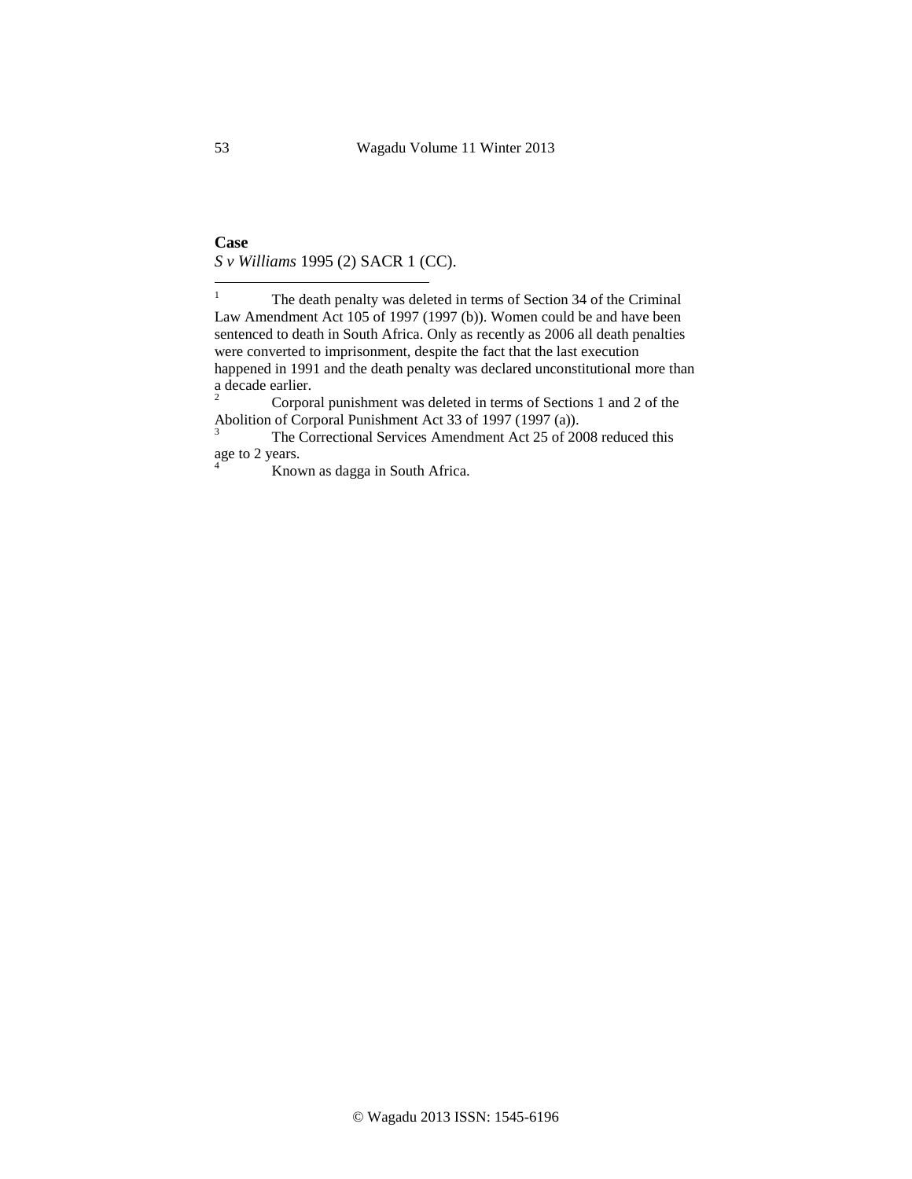**Case**

*S v Williams* 1995 (2) SACR 1 (CC).

---

[1] The death penalty was deleted in terms of Section 34 of the Criminal Law Amendment Act 105 of 1997 (1997 (b)). Women could be and have been sentenced to death in South Africa. Only as recently as 2006 all death penalties were converted to imprisonment, despite the fact that the last execution happened in 1991 and the death penalty was declared unconstitutional more than a decade earlier.

[2] Corporal punishment was deleted in terms of Sections 1 and 2 of the Abolition of Corporal Punishment Act 33 of 1997 (1997 (a)).

[3] The Correctional Services Amendment Act 25 of 2008 reduced this age to 2 years.

[4] Known as dagga in South Africa.